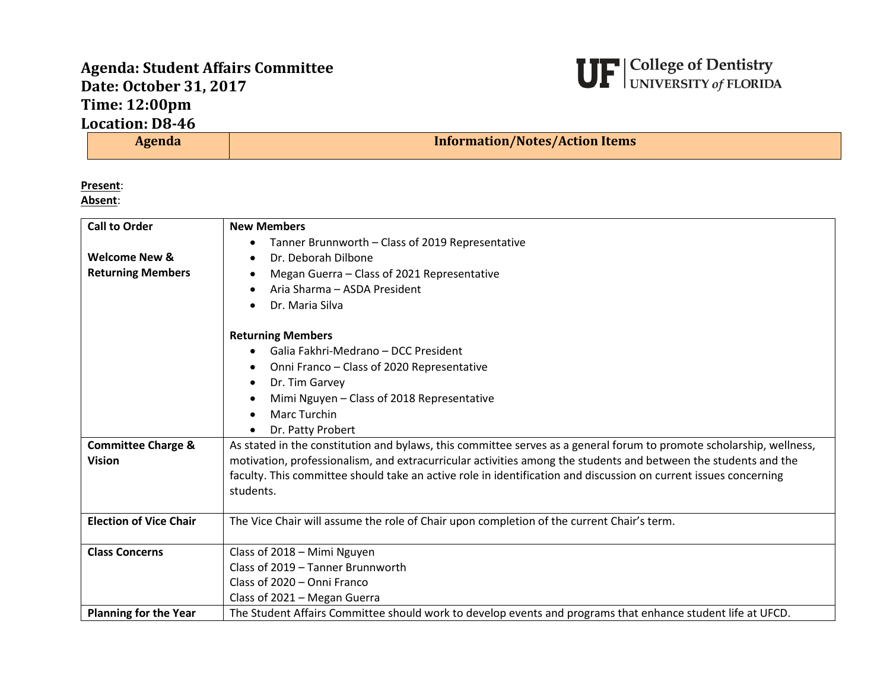# Agenda: Student Affairs Committee
# Date: October 31, 2017
# Time: 12:00pm
# Location: D8-46

UF | College of Dentistry
UNIVERSITY *of* FLORIDA

| Agenda | Information/Notes/Action Items |
|---|---|

**Present**:
**Absent**:

| | |
|---|---|
| **Call to Order**<br><br>**Welcome New & Returning Members** | **New Members**<br>• Tanner Brunnworth – Class of 2019 Representative<br>• Dr. Deborah Dilbone<br>• Megan Guerra – Class of 2021 Representative<br>• Aria Sharma – ASDA President<br>• Dr. Maria Silva<br><br>**Returning Members**<br>• Galia Fakhri-Medrano – DCC President<br>• Onni Franco – Class of 2020 Representative<br>• Dr. Tim Garvey<br>• Mimi Nguyen – Class of 2018 Representative<br>• Marc Turchin<br>• Dr. Patty Probert |
| **Committee Charge & Vision** | As stated in the constitution and bylaws, this committee serves as a general forum to promote scholarship, wellness, motivation, professionalism, and extracurricular activities among the students and between the students and the faculty. This committee should take an active role in identification and discussion on current issues concerning students. |
| **Election of Vice Chair** | The Vice Chair will assume the role of Chair upon completion of the current Chair's term. |
| **Class Concerns** | Class of 2018 – Mimi Nguyen<br>Class of 2019 – Tanner Brunnworth<br>Class of 2020 – Onni Franco<br>Class of 2021 – Megan Guerra |
| **Planning for the Year** | The Student Affairs Committee should work to develop events and programs that enhance student life at UFCD. |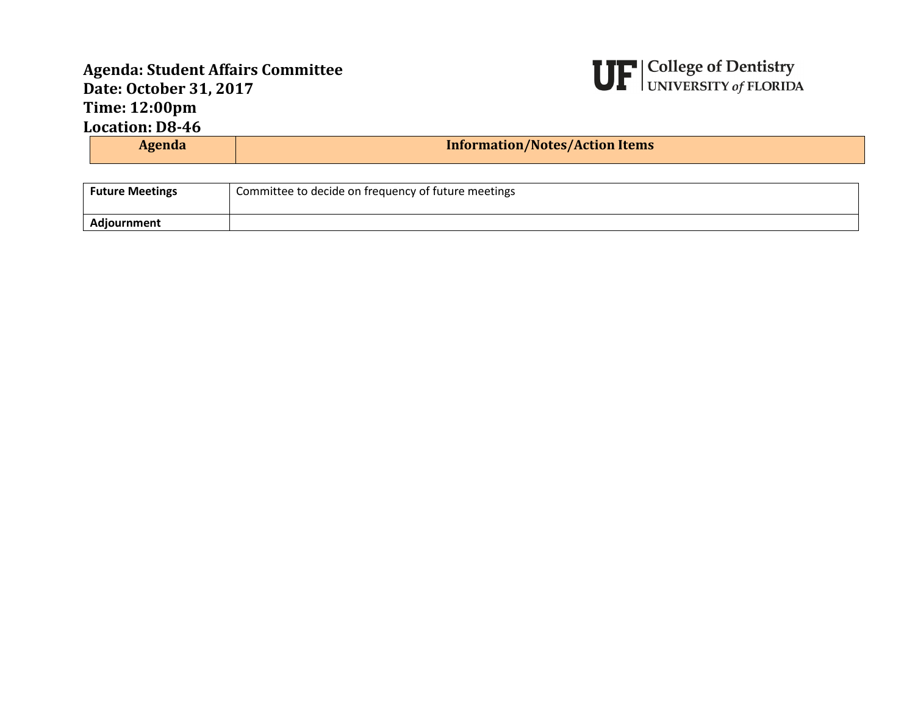**Agenda: Student Affairs Committee**
**Date: October 31, 2017**
**Time: 12:00pm**
**Location: D8-46**

UF | College of Dentistry
UNIVERSITY *of* FLORIDA

| Agenda | Information/Notes/Action Items |
| --- | --- |
| **Future Meetings** | Committee to decide on frequency of future meetings |
| **Adjournment** | |